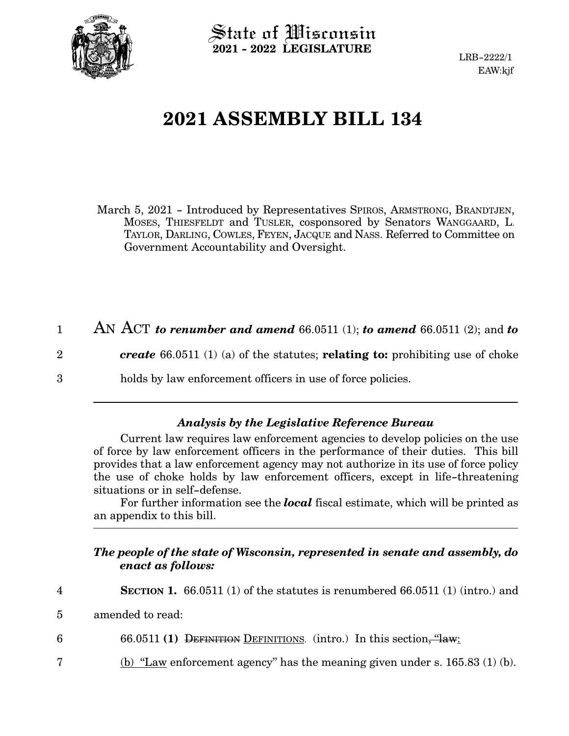State of Wisconsin
**2021 - 2022 LEGISLATURE**

LRB-2222/1
EAW:kjf

# 2021 ASSEMBLY BILL 134

March 5, 2021 - Introduced by Representatives SPIROS, ARMSTRONG, BRANDTJEN, MOSES, THIESFELDT and TUSLER, cosponsored by Senators WANGGAARD, L. TAYLOR, DARLING, COWLES, FEYEN, JACQUE and NASS. Referred to Committee on Government Accountability and Oversight.

1 AN ACT ***to renumber and amend*** 66.0511 (1); ***to amend*** 66.0511 (2); and ***to***
2 ***create*** 66.0511 (1) (a) of the statutes; **relating to:** prohibiting use of choke
3 holds by law enforcement officers in use of force policies.

---

### *Analysis by the Legislative Reference Bureau*

Current law requires law enforcement agencies to develop policies on the use of force by law enforcement officers in the performance of their duties. This bill provides that a law enforcement agency may not authorize in its use of force policy the use of choke holds by law enforcement officers, except in life-threatening situations or in self-defense.

For further information see the ***local*** fiscal estimate, which will be printed as an appendix to this bill.

---

***The people of the state of Wisconsin, represented in senate and assembly, do enact as follows:***

4 **SECTION 1.** 66.0511 (1) of the statutes is renumbered 66.0511 (1) (intro.) and
5 amended to read:

6 66.0511 **(1)** ~~DEFINITION~~ <u>DEFINITIONS</u>. (intro.) In this section~~, "law~~<u>:</u>

7 <u>(b) "Law</u> enforcement agency" has the meaning given under s. 165.83 (1) (b).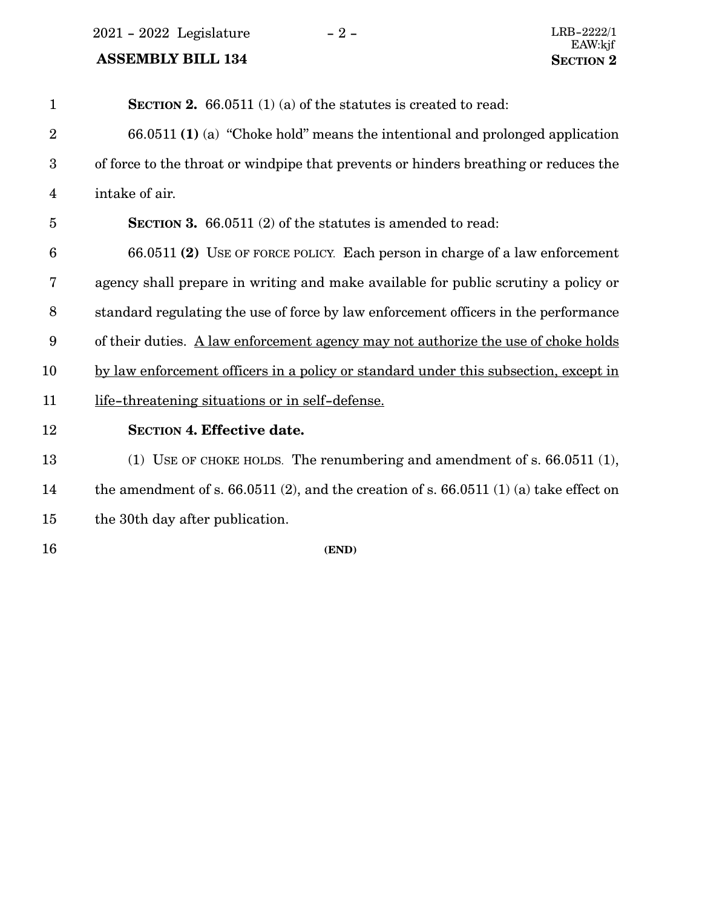**SECTION 2.** 66.0511 (1) (a) of the statutes is created to read:

66.0511 **(1)** (a) "Choke hold" means the intentional and prolonged application of force to the throat or windpipe that prevents or hinders breathing or reduces the intake of air.

**SECTION 3.** 66.0511 (2) of the statutes is amended to read:

66.0511 **(2)** USE OF FORCE POLICY. Each person in charge of a law enforcement agency shall prepare in writing and make available for public scrutiny a policy or standard regulating the use of force by law enforcement officers in the performance of their duties. <u>A law enforcement agency may not authorize the use of choke holds by law enforcement officers in a policy or standard under this subsection, except in life-threatening situations or in self-defense.</u>

**SECTION 4. Effective date.**

(1) USE OF CHOKE HOLDS. The renumbering and amendment of s. 66.0511 (1), the amendment of s. 66.0511 (2), and the creation of s. 66.0511 (1) (a) take effect on the 30th day after publication.

**(END)**